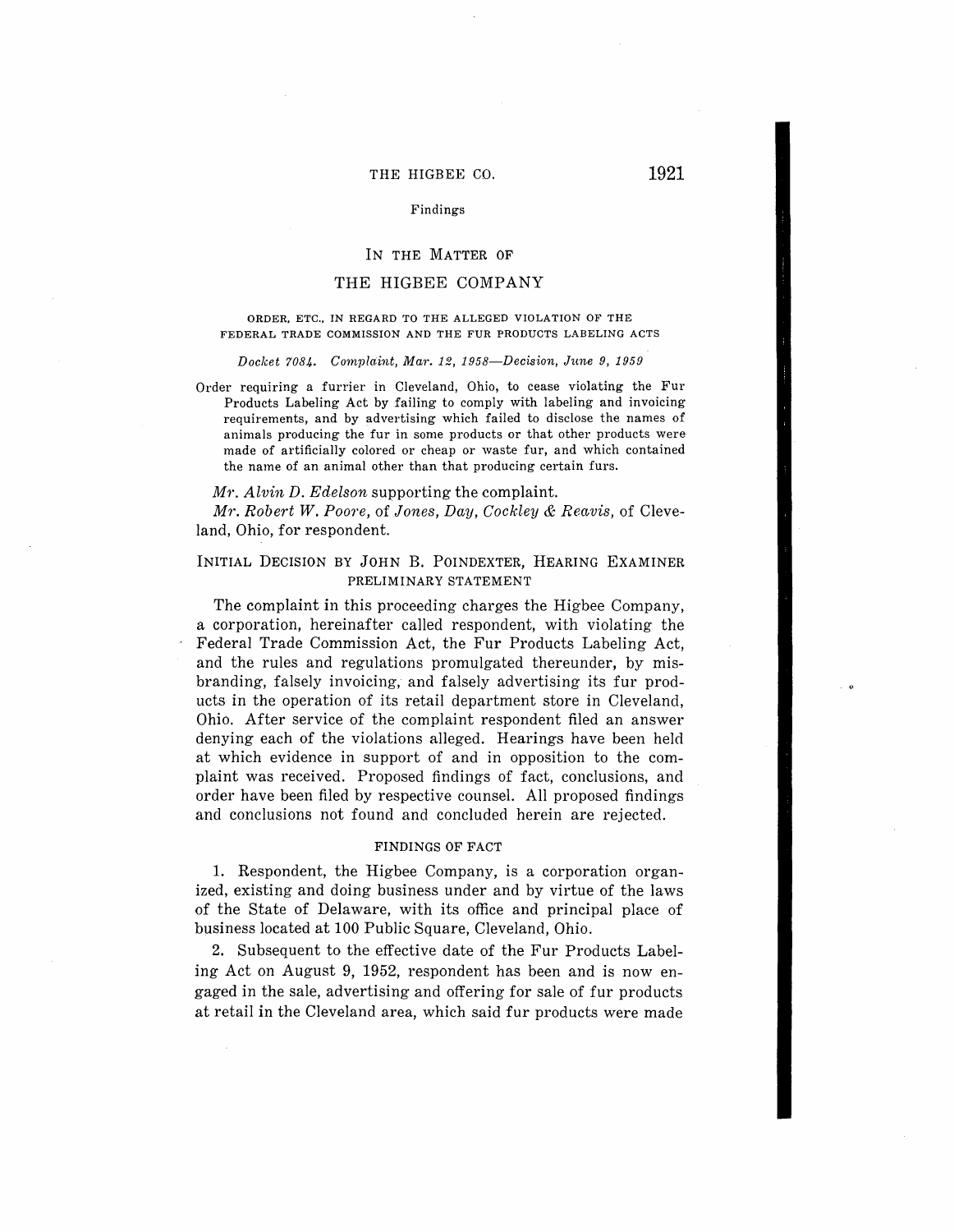# IN THE MATTER OF

# THE HIGBEE COMPANY

ORDER, ETC., IN REGARD TO THE ALLEGED VIOLATION OF THE FEDERAL TRADE COMMISSION AND THE FUR PRODUCTS LABELING ACTS

*Docket 7084. Complaint, Mar. 12, 1958—Decision, June 9, 1959*

Order requiring a furrier in Cleveland, Ohio, to cease violating the Fur Products Labeling Act by failing to comply with labeling and invoicing requirements, and by advertising which failed to disclose the names of animals producing the fur in some products or that other products were made of artificially colored or cheap or waste fur, and which contained the name of an animal other than that producing certain furs.

*Mr. Alvin D. Edelson* supporting the complaint.

*Mr. Robert W. Poore*, of *Jones, Day, Cockley & Reavis*, of Cleveland, Ohio, for respondent.

## INITIAL DECISION BY JOHN B. POINDEXTER, HEARING EXAMINER

### PRELIMINARY STATEMENT

The complaint in this proceeding charges the Higbee Company, a corporation, hereinafter called respondent, with violating the Federal Trade Commission Act, the Fur Products Labeling Act, and the rules and regulations promulgated thereunder, by misbranding, falsely invoicing, and falsely advertising its fur products in the operation of its retail department store in Cleveland, Ohio. After service of the complaint respondent filed an answer denying each of the violations alleged. Hearings have been held at which evidence in support of and in opposition to the complaint was received. Proposed findings of fact, conclusions, and order have been filed by respective counsel. All proposed findings and conclusions not found and concluded herein are rejected.

### FINDINGS OF FACT

1. Respondent, the Higbee Company, is a corporation organized, existing and doing business under and by virtue of the laws of the State of Delaware, with its office and principal place of business located at 100 Public Square, Cleveland, Ohio.

2. Subsequent to the effective date of the Fur Products Labeling Act on August 9, 1952, respondent has been and is now engaged in the sale, advertising and offering for sale of fur products at retail in the Cleveland area, which said fur products were made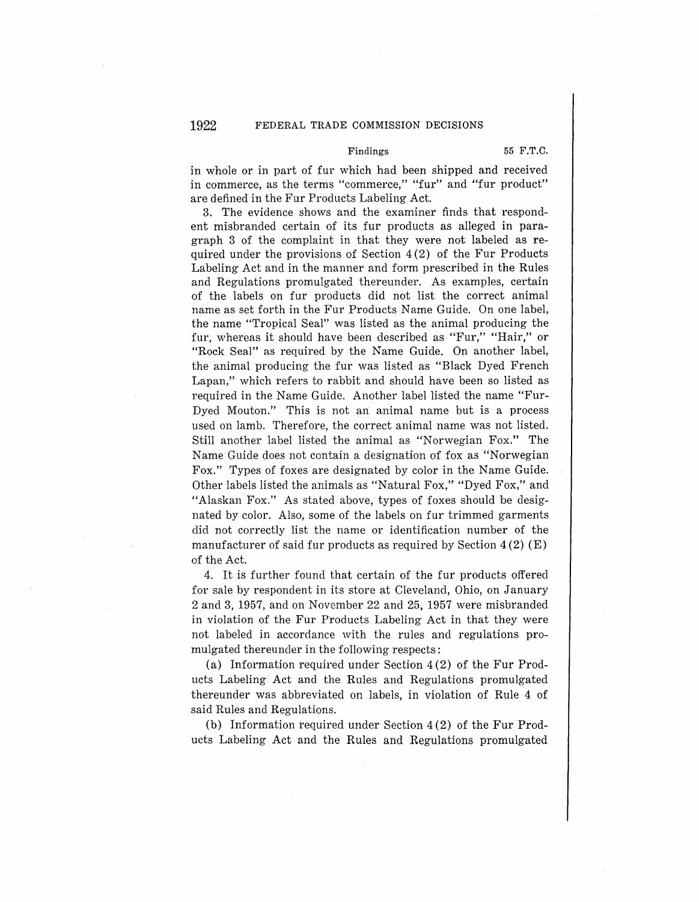in whole or in part of fur which had been shipped and received in commerce, as the terms "commerce," "fur" and "fur product" are defined in the Fur Products Labeling Act.

3. The evidence shows and the examiner finds that respondent misbranded certain of its fur products as alleged in paragraph 3 of the complaint in that they were not labeled as required under the provisions of Section 4(2) of the Fur Products Labeling Act and in the manner and form prescribed in the Rules and Regulations promulgated thereunder. As examples, certain of the labels on fur products did not list the correct animal name as set forth in the Fur Products Name Guide. On one label, the name "Tropical Seal" was listed as the animal producing the fur, whereas it should have been described as "Fur," "Hair," or "Rock Seal" as required by the Name Guide. On another label, the animal producing the fur was listed as "Black Dyed French Lapan," which refers to rabbit and should have been so listed as required in the Name Guide. Another label listed the name "Fur-Dyed Mouton." This is not an animal name but is a process used on lamb. Therefore, the correct animal name was not listed. Still another label listed the animal as "Norwegian Fox." The Name Guide does not contain a designation of fox as "Norwegian Fox." Types of foxes are designated by color in the Name Guide. Other labels listed the animals as "Natural Fox," "Dyed Fox," and "Alaskan Fox." As stated above, types of foxes should be designated by color. Also, some of the labels on fur trimmed garments did not correctly list the name or identification number of the manufacturer of said fur products as required by Section 4(2) (E) of the Act.

4. It is further found that certain of the fur products offered for sale by respondent in its store at Cleveland, Ohio, on January 2 and 3, 1957, and on November 22 and 25, 1957 were misbranded in violation of the Fur Products Labeling Act in that they were not labeled in accordance with the rules and regulations promulgated thereunder in the following respects:

(a) Information required under Section 4(2) of the Fur Products Labeling Act and the Rules and Regulations promulgated thereunder was abbreviated on labels, in violation of Rule 4 of said Rules and Regulations.

(b) Information required under Section 4(2) of the Fur Products Labeling Act and the Rules and Regulations promulgated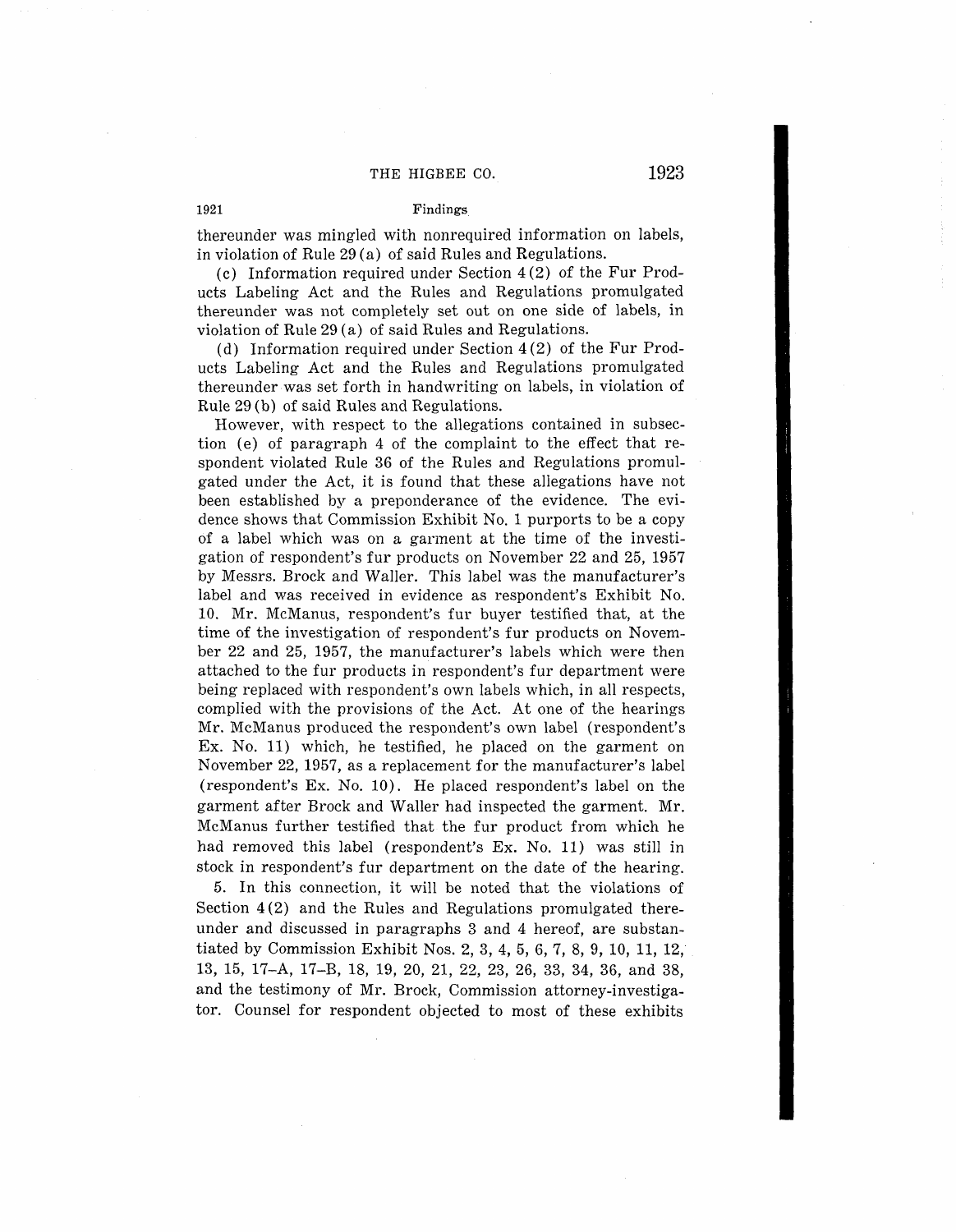thereunder was mingled with nonrequired information on labels, in violation of Rule 29 (a) of said Rules and Regulations.

(c) Information required under Section 4 (2) of the Fur Products Labeling Act and the Rules and Regulations promulgated thereunder was not completely set out on one side of labels, in violation of Rule 29 (a) of said Rules and Regulations.

(d) Information required under Section 4 (2) of the Fur Products Labeling Act and the Rules and Regulations promulgated thereunder was set forth in handwriting on labels, in violation of Rule 29 (b) of said Rules and Regulations.

However, with respect to the allegations contained in subsection (e) of paragraph 4 of the complaint to the effect that respondent violated Rule 36 of the Rules and Regulations promulgated under the Act, it is found that these allegations have not been established by a preponderance of the evidence. The evidence shows that Commission Exhibit No. 1 purports to be a copy of a label which was on a garment at the time of the investigation of respondent's fur products on November 22 and 25, 1957 by Messrs. Brock and Waller. This label was the manufacturer's label and was received in evidence as respondent's Exhibit No. 10. Mr. McManus, respondent's fur buyer testified that, at the time of the investigation of respondent's fur products on November 22 and 25, 1957, the manufacturer's labels which were then attached to the fur products in respondent's fur department were being replaced with respondent's own labels which, in all respects, complied with the provisions of the Act. At one of the hearings Mr. McManus produced the respondent's own label (respondent's Ex. No. 11) which, he testified, he placed on the garment on November 22, 1957, as a replacement for the manufacturer's label (respondent's Ex. No. 10). He placed respondent's label on the garment after Brock and Waller had inspected the garment. Mr. McManus further testified that the fur product from which he had removed this label (respondent's Ex. No. 11) was still in stock in respondent's fur department on the date of the hearing.

5. In this connection, it will be noted that the violations of Section 4 (2) and the Rules and Regulations promulgated thereunder and discussed in paragraphs 3 and 4 hereof, are substantiated by Commission Exhibit Nos. 2, 3, 4, 5, 6, 7, 8, 9, 10, 11, 12, 13, 15, 17-A, 17-B, 18, 19, 20, 21, 22, 23, 26, 33, 34, 36, and 38, and the testimony of Mr. Brock, Commission attorney-investigator. Counsel for respondent objected to most of these exhibits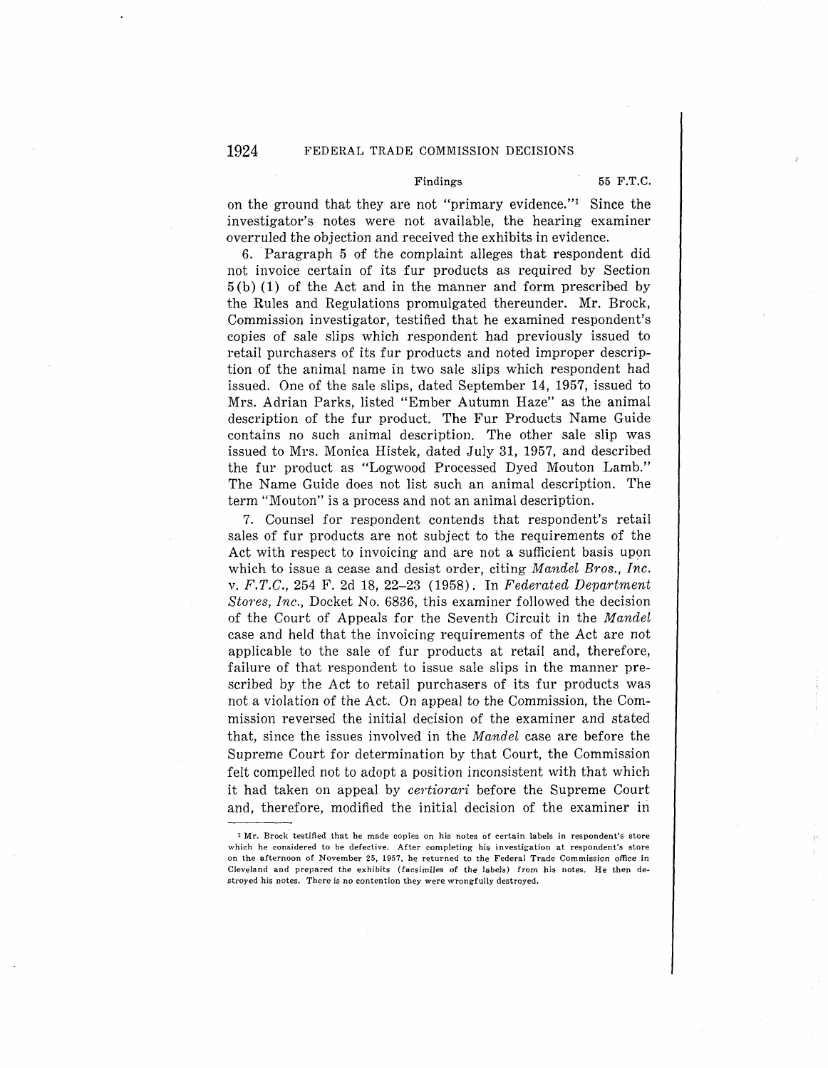on the ground that they are not "primary evidence."[1] Since the investigator's notes were not available, the hearing examiner overruled the objection and received the exhibits in evidence.

6. Paragraph 5 of the complaint alleges that respondent did not invoice certain of its fur products as required by Section 5(b)(1) of the Act and in the manner and form prescribed by the Rules and Regulations promulgated thereunder. Mr. Brock, Commission investigator, testified that he examined respondent's copies of sale slips which respondent had previously issued to retail purchasers of its fur products and noted improper description of the animal name in two sale slips which respondent had issued. One of the sale slips, dated September 14, 1957, issued to Mrs. Adrian Parks, listed "Ember Autumn Haze" as the animal description of the fur product. The Fur Products Name Guide contains no such animal description. The other sale slip was issued to Mrs. Monica Histek, dated July 31, 1957, and described the fur product as "Logwood Processed Dyed Mouton Lamb." The Name Guide does not list such an animal description. The term "Mouton" is a process and not an animal description.

7. Counsel for respondent contends that respondent's retail sales of fur products are not subject to the requirements of the Act with respect to invoicing and are not a sufficient basis upon which to issue a cease and desist order, citing *Mandel Bros., Inc. v. F.T.C.*, 254 F. 2d 18, 22–23 (1958). In *Federated Department Stores, Inc.*, Docket No. 6836, this examiner followed the decision of the Court of Appeals for the Seventh Circuit in the *Mandel* case and held that the invoicing requirements of the Act are not applicable to the sale of fur products at retail and, therefore, failure of that respondent to issue sale slips in the manner prescribed by the Act to retail purchasers of its fur products was not a violation of the Act. On appeal to the Commission, the Commission reversed the initial decision of the examiner and stated that, since the issues involved in the *Mandel* case are before the Supreme Court for determination by that Court, the Commission felt compelled not to adopt a position inconsistent with that which it had taken on appeal by *certiorari* before the Supreme Court and, therefore, modified the initial decision of the examiner in

---

[1] Mr. Brock testified that he made copies on his notes of certain labels in respondent's store which he considered to be defective. After completing his investigation at respondent's store on the afternoon of November 25, 1957, he returned to the Federal Trade Commission office in Cleveland and prepared the exhibits (facsimiles of the labels) from his notes. He then destroyed his notes. There is no contention they were wrongfully destroyed.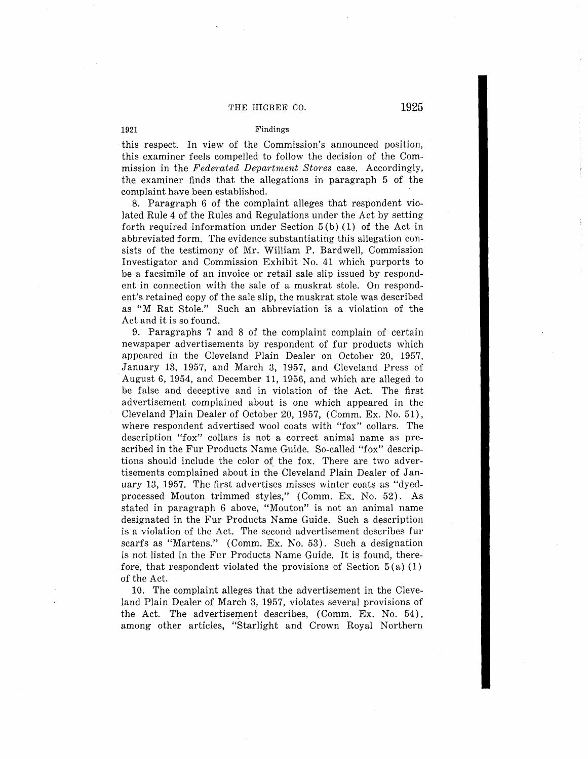this respect. In view of the Commission's announced position, this examiner feels compelled to follow the decision of the Commission in the *Federated Department Stores* case. Accordingly, the examiner finds that the allegations in paragraph 5 of the complaint have been established.

8. Paragraph 6 of the complaint alleges that respondent violated Rule 4 of the Rules and Regulations under the Act by setting forth required information under Section 5(b)(1) of the Act in abbreviated form. The evidence substantiating this allegation consists of the testimony of Mr. William P. Bardwell, Commission Investigator and Commission Exhibit No. 41 which purports to be a facsimile of an invoice or retail sale slip issued by respondent in connection with the sale of a muskrat stole. On respondent's retained copy of the sale slip, the muskrat stole was described as "M Rat Stole." Such an abbreviation is a violation of the Act and it is so found.

9. Paragraphs 7 and 8 of the complaint complain of certain newspaper advertisements by respondent of fur products which appeared in the Cleveland Plain Dealer on October 20, 1957, January 13, 1957, and March 3, 1957, and Cleveland Press of August 6, 1954, and December 11, 1956, and which are alleged to be false and deceptive and in violation of the Act. The first advertisement complained about is one which appeared in the Cleveland Plain Dealer of October 20, 1957, (Comm. Ex. No. 51), where respondent advertised wool coats with "fox" collars. The description "fox" collars is not a correct animal name as prescribed in the Fur Products Name Guide. So-called "fox" descriptions should include the color of the fox. There are two advertisements complained about in the Cleveland Plain Dealer of January 13, 1957. The first advertises misses winter coats as "dyed-processed Mouton trimmed styles," (Comm. Ex. No. 52). As stated in paragraph 6 above, "Mouton" is not an animal name designated in the Fur Products Name Guide. Such a description is a violation of the Act. The second advertisement describes fur scarfs as "Martens." (Comm. Ex. No. 53). Such a designation is not listed in the Fur Products Name Guide. It is found, therefore, that respondent violated the provisions of Section 5(a)(1) of the Act.

10. The complaint alleges that the advertisement in the Cleveland Plain Dealer of March 3, 1957, violates several provisions of the Act. The advertisement describes, (Comm. Ex. No. 54), among other articles, "Starlight and Crown Royal Northern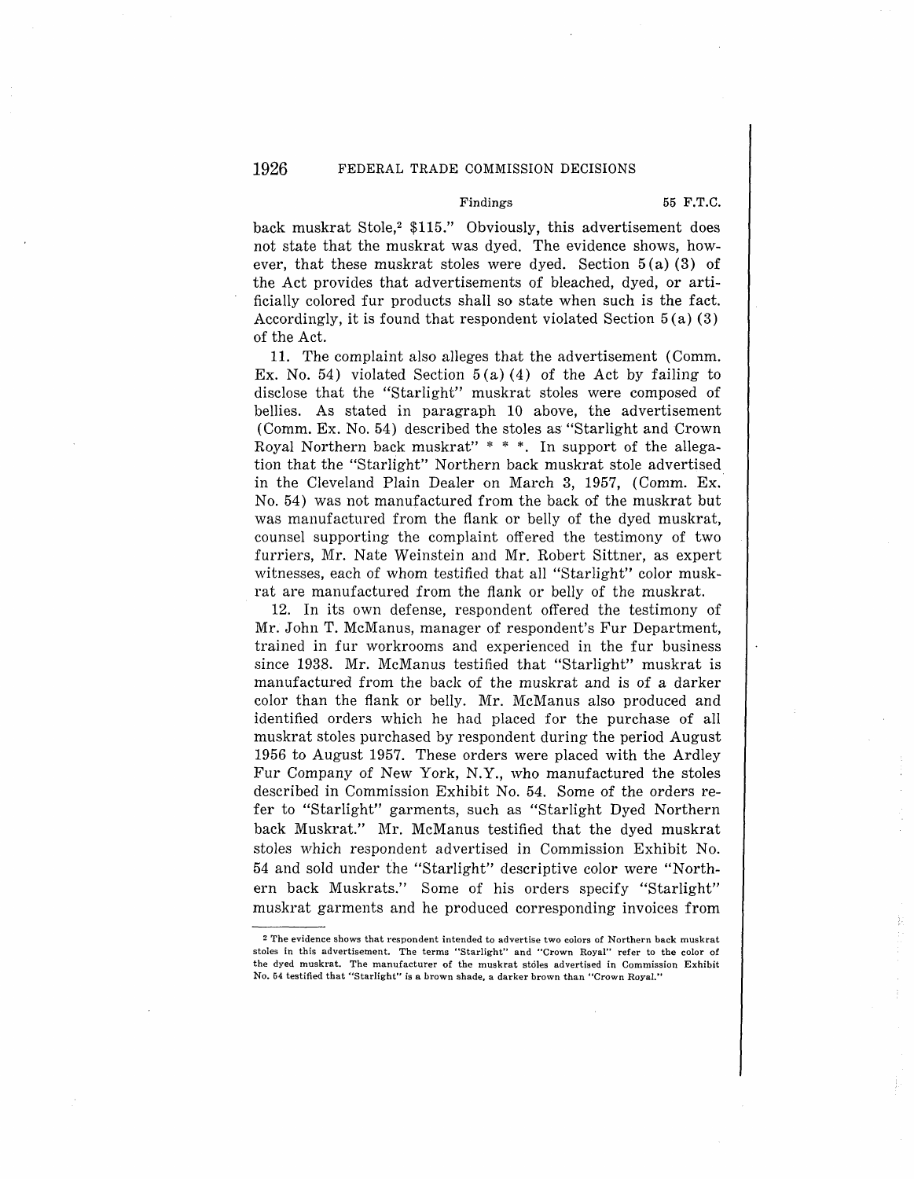back muskrat Stole,[2] $115." Obviously, this advertisement does not state that the muskrat was dyed. The evidence shows, however, that these muskrat stoles were dyed. Section 5(a)(3) of the Act provides that advertisements of bleached, dyed, or artificially colored fur products shall so state when such is the fact. Accordingly, it is found that respondent violated Section 5(a)(3) of the Act.

11. The complaint also alleges that the advertisement (Comm. Ex. No. 54) violated Section 5(a)(4) of the Act by failing to disclose that the "Starlight" muskrat stoles were composed of bellies. As stated in paragraph 10 above, the advertisement (Comm. Ex. No. 54) described the stoles as "Starlight and Crown Royal Northern back muskrat" * * *. In support of the allegation that the "Starlight" Northern back muskrat stole advertised in the Cleveland Plain Dealer on March 3, 1957, (Comm. Ex. No. 54) was not manufactured from the back of the muskrat but was manufactured from the flank or belly of the dyed muskrat, counsel supporting the complaint offered the testimony of two furriers, Mr. Nate Weinstein and Mr. Robert Sittner, as expert witnesses, each of whom testified that all "Starlight" color muskrat are manufactured from the flank or belly of the muskrat.

12. In its own defense, respondent offered the testimony of Mr. John T. McManus, manager of respondent's Fur Department, trained in fur workrooms and experienced in the fur business since 1938. Mr. McManus testified that "Starlight" muskrat is manufactured from the back of the muskrat and is of a darker color than the flank or belly. Mr. McManus also produced and identified orders which he had placed for the purchase of all muskrat stoles purchased by respondent during the period August 1956 to August 1957. These orders were placed with the Ardley Fur Company of New York, N.Y., who manufactured the stoles described in Commission Exhibit No. 54. Some of the orders refer to "Starlight" garments, such as "Starlight Dyed Northern back Muskrat." Mr. McManus testified that the dyed muskrat stoles which respondent advertised in Commission Exhibit No. 54 and sold under the "Starlight" descriptive color were "Northern back Muskrats." Some of his orders specify "Starlight" muskrat garments and he produced corresponding invoices from

[2] The evidence shows that respondent intended to advertise two colors of Northern back muskrat stoles in this advertisement. The terms "Starlight" and "Crown Royal" refer to the color of the dyed muskrat. The manufacturer of the muskrat stoles advertised in Commission Exhibit No. 54 testified that "Starlight" is a brown shade, a darker brown than "Crown Royal."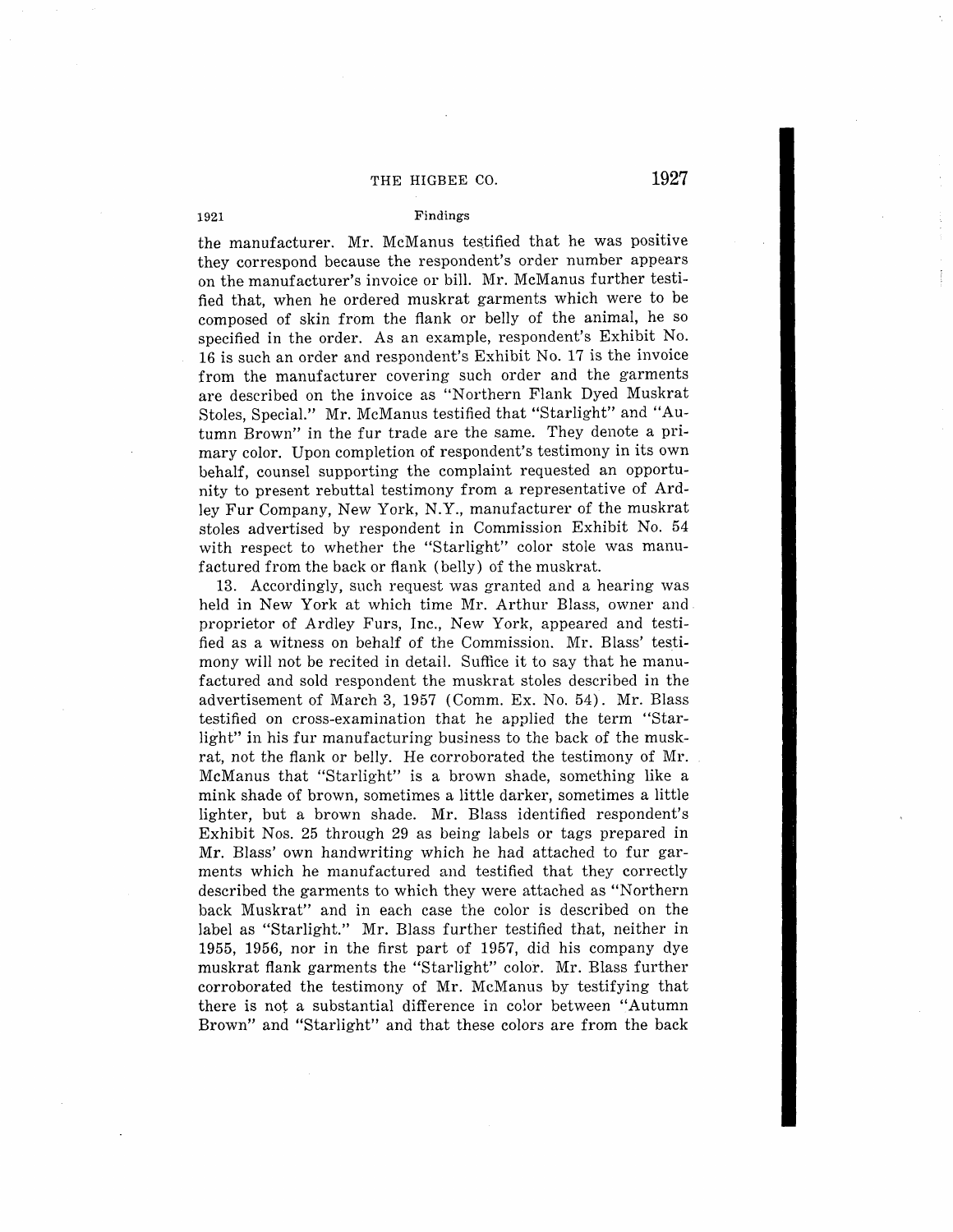the manufacturer. Mr. McManus testified that he was positive they correspond because the respondent's order number appears on the manufacturer's invoice or bill. Mr. McManus further testified that, when he ordered muskrat garments which were to be composed of skin from the flank or belly of the animal, he so specified in the order. As an example, respondent's Exhibit No. 16 is such an order and respondent's Exhibit No. 17 is the invoice from the manufacturer covering such order and the garments are described on the invoice as "Northern Flank Dyed Muskrat Stoles, Special." Mr. McManus testified that "Starlight" and "Autumn Brown" in the fur trade are the same. They denote a primary color. Upon completion of respondent's testimony in its own behalf, counsel supporting the complaint requested an opportunity to present rebuttal testimony from a representative of Ardley Fur Company, New York, N.Y., manufacturer of the muskrat stoles advertised by respondent in Commission Exhibit No. 54 with respect to whether the "Starlight" color stole was manufactured from the back or flank (belly) of the muskrat.

13. Accordingly, such request was granted and a hearing was held in New York at which time Mr. Arthur Blass, owner and proprietor of Ardley Furs, Inc., New York, appeared and testified as a witness on behalf of the Commission. Mr. Blass' testimony will not be recited in detail. Suffice it to say that he manufactured and sold respondent the muskrat stoles described in the advertisement of March 3, 1957 (Comm. Ex. No. 54). Mr. Blass testified on cross-examination that he applied the term "Starlight" in his fur manufacturing business to the back of the muskrat, not the flank or belly. He corroborated the testimony of Mr. McManus that "Starlight" is a brown shade, something like a mink shade of brown, sometimes a little darker, sometimes a little lighter, but a brown shade. Mr. Blass identified respondent's Exhibit Nos. 25 through 29 as being labels or tags prepared in Mr. Blass' own handwriting which he had attached to fur garments which he manufactured and testified that they correctly described the garments to which they were attached as "Northern back Muskrat" and in each case the color is described on the label as "Starlight." Mr. Blass further testified that, neither in 1955, 1956, nor in the first part of 1957, did his company dye muskrat flank garments the "Starlight" color. Mr. Blass further corroborated the testimony of Mr. McManus by testifying that there is not a substantial difference in color between "Autumn Brown" and "Starlight" and that these colors are from the back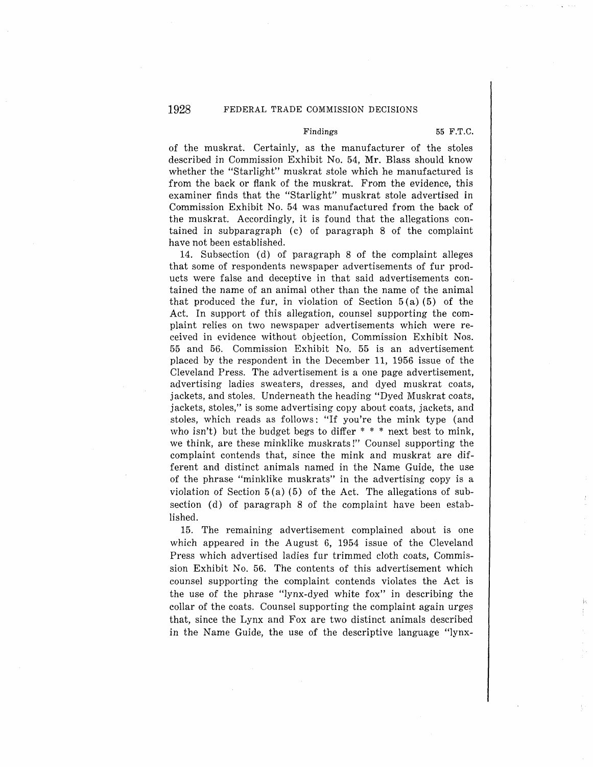of the muskrat. Certainly, as the manufacturer of the stoles described in Commission Exhibit No. 54, Mr. Blass should know whether the "Starlight" muskrat stole which he manufactured is from the back or flank of the muskrat. From the evidence, this examiner finds that the "Starlight" muskrat stole advertised in Commission Exhibit No. 54 was manufactured from the back of the muskrat. Accordingly, it is found that the allegations contained in subparagraph (c) of paragraph 8 of the complaint have not been established.

14. Subsection (d) of paragraph 8 of the complaint alleges that some of respondents newspaper advertisements of fur products were false and deceptive in that said advertisements contained the name of an animal other than the name of the animal that produced the fur, in violation of Section 5(a)(5) of the Act. In support of this allegation, counsel supporting the complaint relies on two newspaper advertisements which were received in evidence without objection, Commission Exhibit Nos. 55 and 56. Commission Exhibit No. 55 is an advertisement placed by the respondent in the December 11, 1956 issue of the Cleveland Press. The advertisement is a one page advertisement, advertising ladies sweaters, dresses, and dyed muskrat coats, jackets, and stoles. Underneath the heading "Dyed Muskrat coats, jackets, stoles," is some advertising copy about coats, jackets, and stoles, which reads as follows: "If you're the mink type (and who isn't) but the budget begs to differ * * * next best to mink, we think, are these minklike muskrats!" Counsel supporting the complaint contends that, since the mink and muskrat are different and distinct animals named in the Name Guide, the use of the phrase "minklike muskrats" in the advertising copy is a violation of Section 5(a)(5) of the Act. The allegations of subsection (d) of paragraph 8 of the complaint have been established.

15. The remaining advertisement complained about is one which appeared in the August 6, 1954 issue of the Cleveland Press which advertised ladies fur trimmed cloth coats, Commission Exhibit No. 56. The contents of this advertisement which counsel supporting the complaint contends violates the Act is the use of the phrase "lynx-dyed white fox" in describing the collar of the coats. Counsel supporting the complaint again urges that, since the Lynx and Fox are two distinct animals described in the Name Guide, the use of the descriptive language "lynx-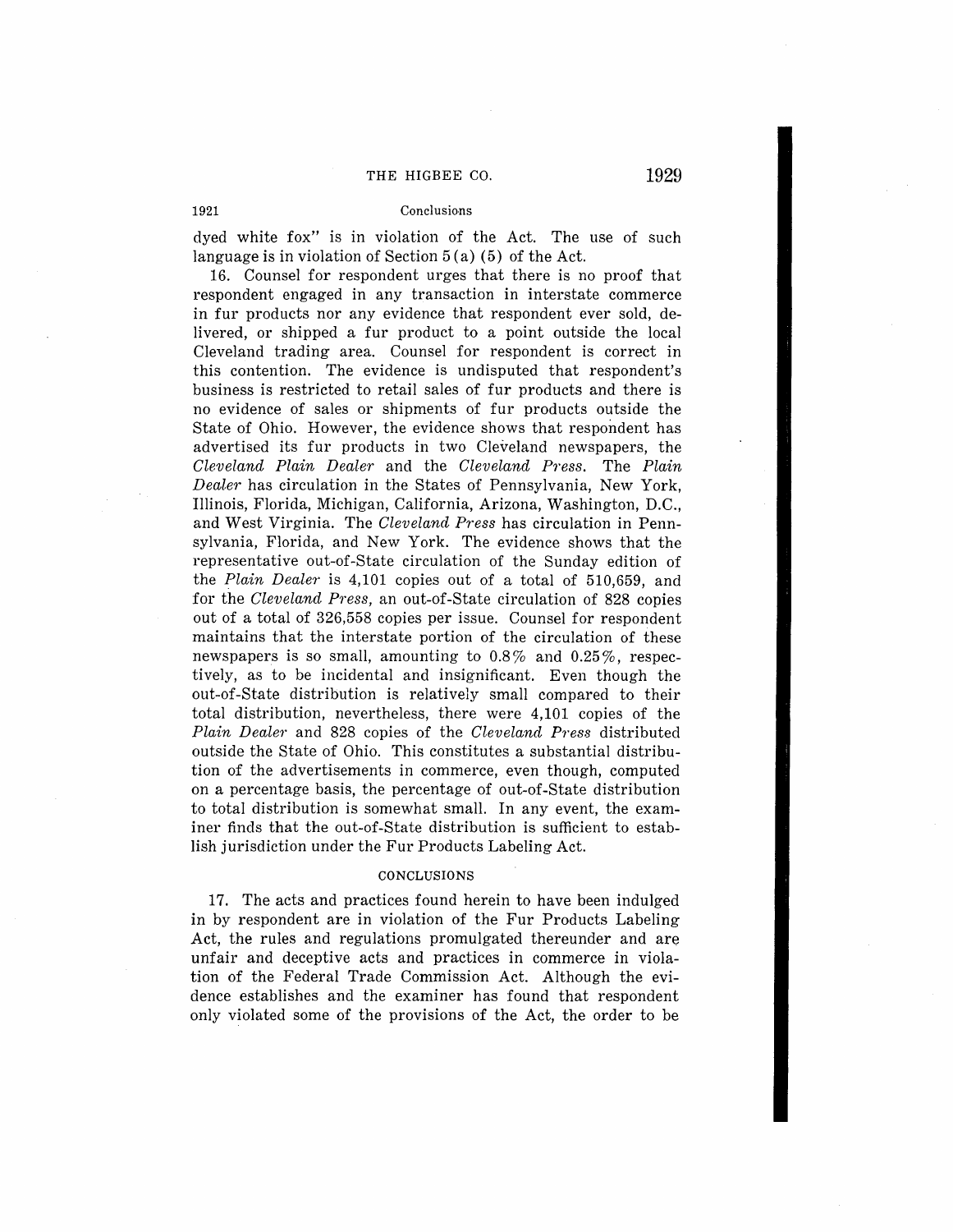dyed white fox" is in violation of the Act. The use of such language is in violation of Section 5(a) (5) of the Act.

16. Counsel for respondent urges that there is no proof that respondent engaged in any transaction in interstate commerce in fur products nor any evidence that respondent ever sold, delivered, or shipped a fur product to a point outside the local Cleveland trading area. Counsel for respondent is correct in this contention. The evidence is undisputed that respondent's business is restricted to retail sales of fur products and there is no evidence of sales or shipments of fur products outside the State of Ohio. However, the evidence shows that respondent has advertised its fur products in two Cleveland newspapers, the *Cleveland Plain Dealer* and the *Cleveland Press*. The *Plain Dealer* has circulation in the States of Pennsylvania, New York, Illinois, Florida, Michigan, California, Arizona, Washington, D.C., and West Virginia. The *Cleveland Press* has circulation in Pennsylvania, Florida, and New York. The evidence shows that the representative out-of-State circulation of the Sunday edition of the *Plain Dealer* is 4,101 copies out of a total of 510,659, and for the *Cleveland Press*, an out-of-State circulation of 828 copies out of a total of 326,558 copies per issue. Counsel for respondent maintains that the interstate portion of the circulation of these newspapers is so small, amounting to 0.8% and 0.25%, respectively, as to be incidental and insignificant. Even though the out-of-State distribution is relatively small compared to their total distribution, nevertheless, there were 4,101 copies of the *Plain Dealer* and 828 copies of the *Cleveland Press* distributed outside the State of Ohio. This constitutes a substantial distribution of the advertisements in commerce, even though, computed on a percentage basis, the percentage of out-of-State distribution to total distribution is somewhat small. In any event, the examiner finds that the out-of-State distribution is sufficient to establish jurisdiction under the Fur Products Labeling Act.

## CONCLUSIONS

17. The acts and practices found herein to have been indulged in by respondent are in violation of the Fur Products Labeling Act, the rules and regulations promulgated thereunder and are unfair and deceptive acts and practices in commerce in violation of the Federal Trade Commission Act. Although the evidence establishes and the examiner has found that respondent only violated some of the provisions of the Act, the order to be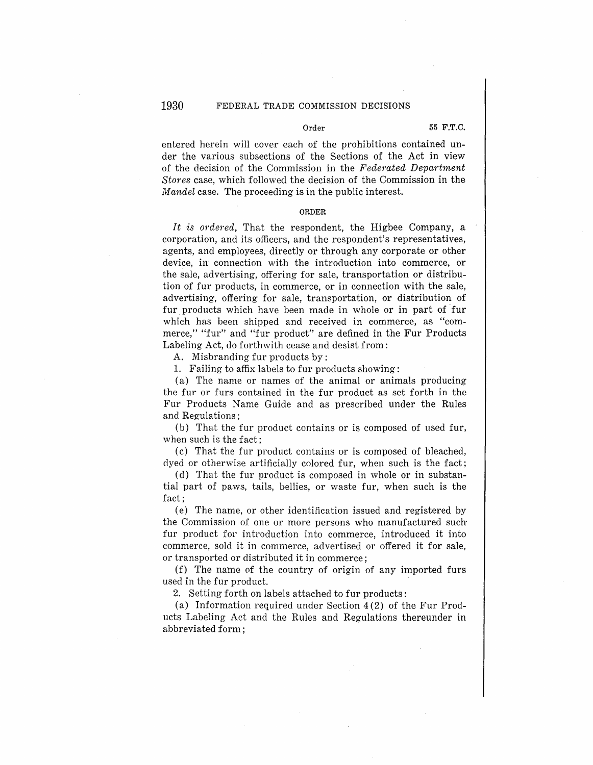entered herein will cover each of the prohibitions contained under the various subsections of the Sections of the Act in view of the decision of the Commission in the *Federated Department Stores* case, which followed the decision of the Commission in the *Mandel* case. The proceeding is in the public interest.

ORDER

*It is ordered,* That the respondent, the Higbee Company, a corporation, and its officers, and the respondent's representatives, agents, and employees, directly or through any corporate or other device, in connection with the introduction into commerce, or the sale, advertising, offering for sale, transportation or distribution of fur products, in commerce, or in connection with the sale, advertising, offering for sale, transportation, or distribution of fur products which have been made in whole or in part of fur which has been shipped and received in commerce, as "commerce," "fur" and "fur product" are defined in the Fur Products Labeling Act, do forthwith cease and desist from:

A. Misbranding fur products by:

1. Failing to affix labels to fur products showing:

(a) The name or names of the animal or animals producing the fur or furs contained in the fur product as set forth in the Fur Products Name Guide and as prescribed under the Rules and Regulations;

(b) That the fur product contains or is composed of used fur, when such is the fact;

(c) That the fur product contains or is composed of bleached, dyed or otherwise artificially colored fur, when such is the fact;

(d) That the fur product is composed in whole or in substantial part of paws, tails, bellies, or waste fur, when such is the fact;

(e) The name, or other identification issued and registered by the Commission of one or more persons who manufactured such fur product for introduction into commerce, introduced it into commerce, sold it in commerce, advertised or offered it for sale, or transported or distributed it in commerce;

(f) The name of the country of origin of any imported furs used in the fur product.

2. Setting forth on labels attached to fur products:

(a) Information required under Section 4(2) of the Fur Products Labeling Act and the Rules and Regulations thereunder in abbreviated form;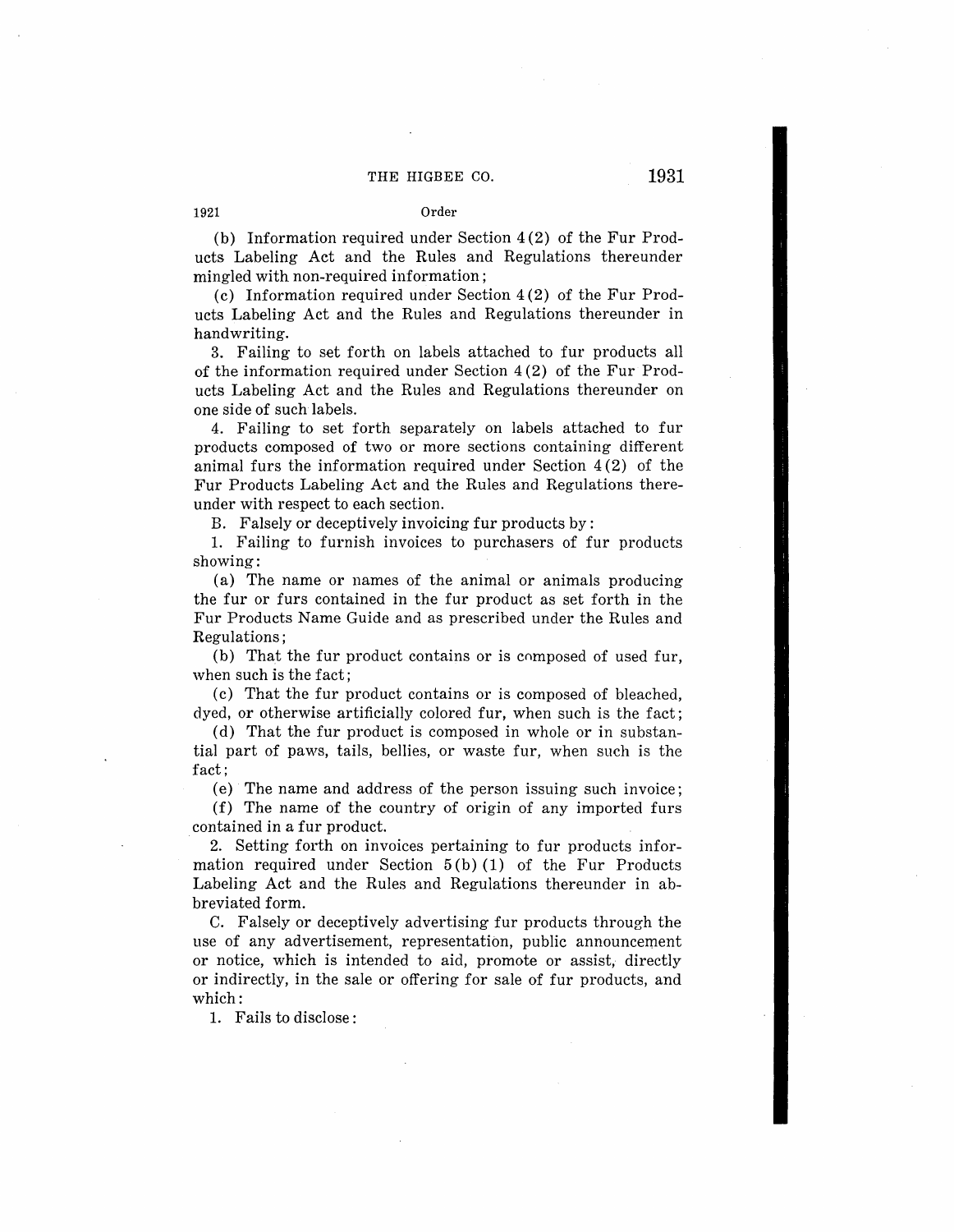(b) Information required under Section 4(2) of the Fur Products Labeling Act and the Rules and Regulations thereunder mingled with non-required information;

(c) Information required under Section 4(2) of the Fur Products Labeling Act and the Rules and Regulations thereunder in handwriting.

3. Failing to set forth on labels attached to fur products all of the information required under Section 4(2) of the Fur Products Labeling Act and the Rules and Regulations thereunder on one side of such labels.

4. Failing to set forth separately on labels attached to fur products composed of two or more sections containing different animal furs the information required under Section 4(2) of the Fur Products Labeling Act and the Rules and Regulations thereunder with respect to each section.

B. Falsely or deceptively invoicing fur products by:

1. Failing to furnish invoices to purchasers of fur products showing:

(a) The name or names of the animal or animals producing the fur or furs contained in the fur product as set forth in the Fur Products Name Guide and as prescribed under the Rules and Regulations;

(b) That the fur product contains or is composed of used fur, when such is the fact;

(c) That the fur product contains or is composed of bleached, dyed, or otherwise artificially colored fur, when such is the fact;

(d) That the fur product is composed in whole or in substantial part of paws, tails, bellies, or waste fur, when such is the fact;

(e) The name and address of the person issuing such invoice;

(f) The name of the country of origin of any imported furs contained in a fur product.

2. Setting forth on invoices pertaining to fur products information required under Section 5(b)(1) of the Fur Products Labeling Act and the Rules and Regulations thereunder in abbreviated form.

C. Falsely or deceptively advertising fur products through the use of any advertisement, representation, public announcement or notice, which is intended to aid, promote or assist, directly or indirectly, in the sale or offering for sale of fur products, and which:

1. Fails to disclose: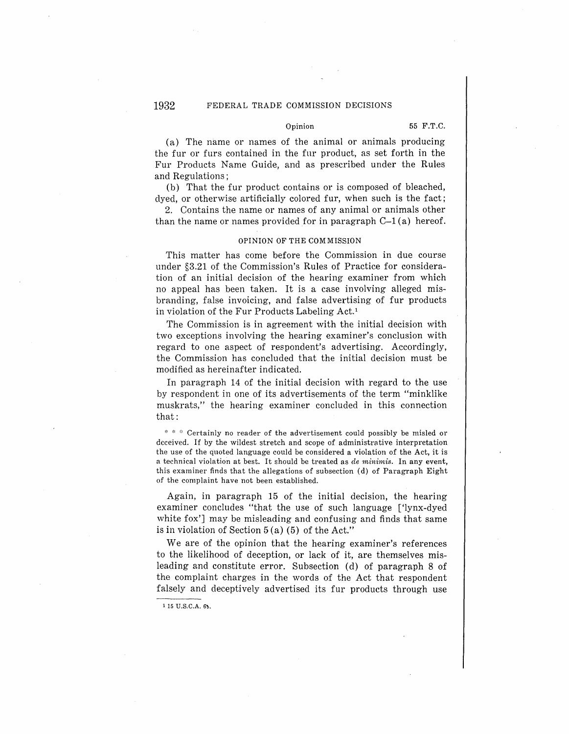(a) The name or names of the animal or animals producing the fur or furs contained in the fur product, as set forth in the Fur Products Name Guide, and as prescribed under the Rules and Regulations;

(b) That the fur product contains or is composed of bleached, dyed, or otherwise artificially colored fur, when such is the fact;

2. Contains the name or names of any animal or animals other than the name or names provided for in paragraph C–1(a) hereof.

## OPINION OF THE COMMISSION

This matter has come before the Commission in due course under §3.21 of the Commission's Rules of Practice for consideration of an initial decision of the hearing examiner from which no appeal has been taken. It is a case involving alleged misbranding, false invoicing, and false advertising of fur products in violation of the Fur Products Labeling Act.[1]

The Commission is in agreement with the initial decision with two exceptions involving the hearing examiner's conclusion with regard to one aspect of respondent's advertising. Accordingly, the Commission has concluded that the initial decision must be modified as hereinafter indicated.

In paragraph 14 of the initial decision with regard to the use by respondent in one of its advertisements of the term "minklike muskrats," the hearing examiner concluded in this connection that:

> * * * Certainly no reader of the advertisement could possibly be misled or deceived. If by the wildest stretch and scope of administrative interpretation the use of the quoted language could be considered a violation of the Act, it is a technical violation at best. It should be treated as *de minimis*. In any event, this examiner finds that the allegations of subsection (d) of Paragraph Eight of the complaint have not been established.

Again, in paragraph 15 of the initial decision, the hearing examiner concludes "that the use of such language ['lynx-dyed white fox'] may be misleading and confusing and finds that same is in violation of Section 5(a)(5) of the Act."

We are of the opinion that the hearing examiner's references to the likelihood of deception, or lack of it, are themselves misleading and constitute error. Subsection (d) of paragraph 8 of the complaint charges in the words of the Act that respondent falsely and deceptively advertised its fur products through use

---

[1] 15 U.S.C.A. 69.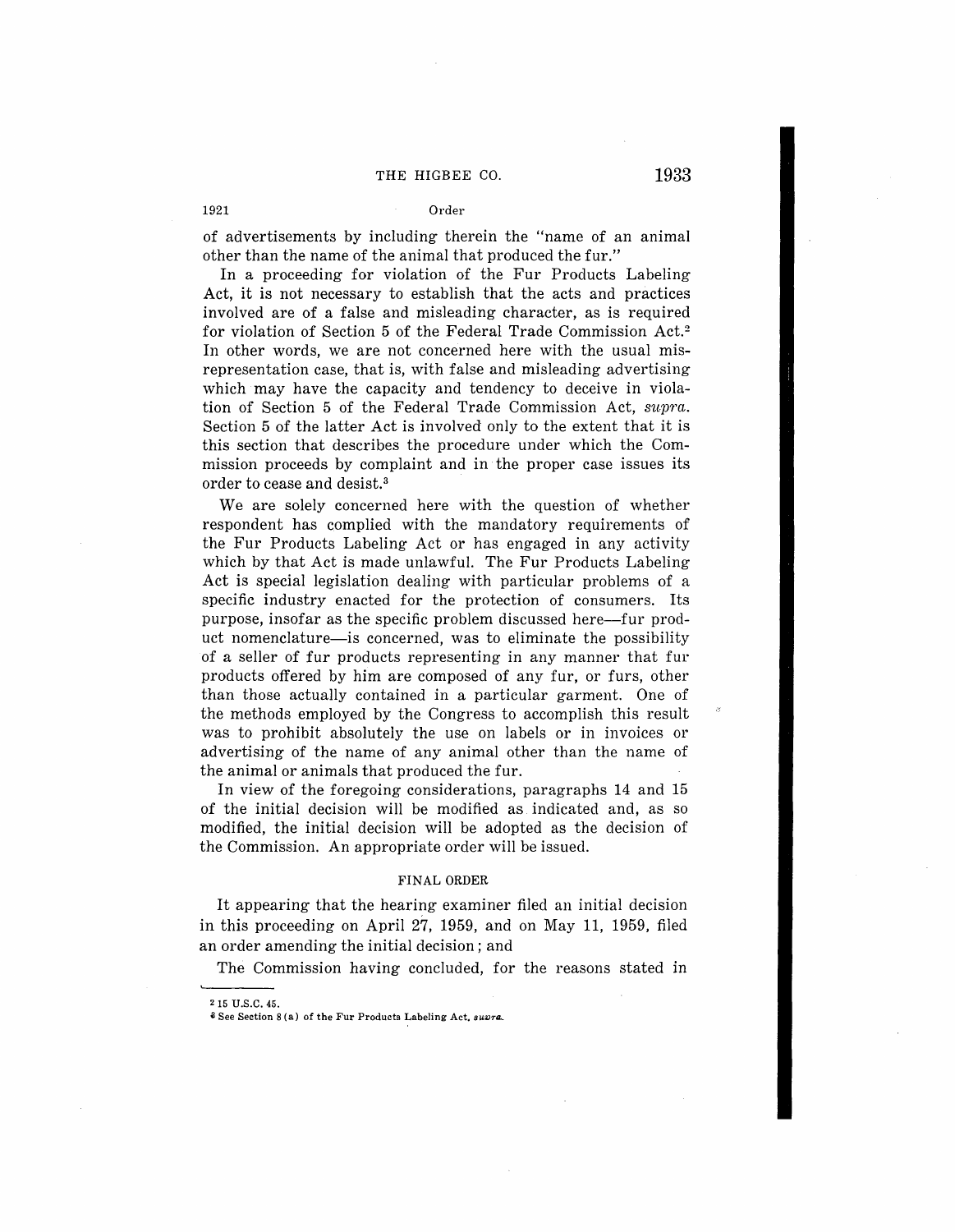of advertisements by including therein the "name of an animal other than the name of the animal that produced the fur."

In a proceeding for violation of the Fur Products Labeling Act, it is not necessary to establish that the acts and practices involved are of a false and misleading character, as is required for violation of Section 5 of the Federal Trade Commission Act.[2] In other words, we are not concerned here with the usual misrepresentation case, that is, with false and misleading advertising which may have the capacity and tendency to deceive in violation of Section 5 of the Federal Trade Commission Act, *supra*. Section 5 of the latter Act is involved only to the extent that it is this section that describes the procedure under which the Commission proceeds by complaint and in the proper case issues its order to cease and desist.[3]

We are solely concerned here with the question of whether respondent has complied with the mandatory requirements of the Fur Products Labeling Act or has engaged in any activity which by that Act is made unlawful. The Fur Products Labeling Act is special legislation dealing with particular problems of a specific industry enacted for the protection of consumers. Its purpose, insofar as the specific problem discussed here—fur product nomenclature—is concerned, was to eliminate the possibility of a seller of fur products representing in any manner that fur products offered by him are composed of any fur, or furs, other than those actually contained in a particular garment. One of the methods employed by the Congress to accomplish this result was to prohibit absolutely the use on labels or in invoices or advertising of the name of any animal other than the name of the animal or animals that produced the fur.

In view of the foregoing considerations, paragraphs 14 and 15 of the initial decision will be modified as indicated and, as so modified, the initial decision will be adopted as the decision of the Commission. An appropriate order will be issued.

## FINAL ORDER

It appearing that the hearing examiner filed an initial decision in this proceeding on April 27, 1959, and on May 11, 1959, filed an order amending the initial decision; and

The Commission having concluded, for the reasons stated in

---

[2] 15 U.S.C. 45.

[3] See Section 8 (a) of the Fur Products Labeling Act, *supra*.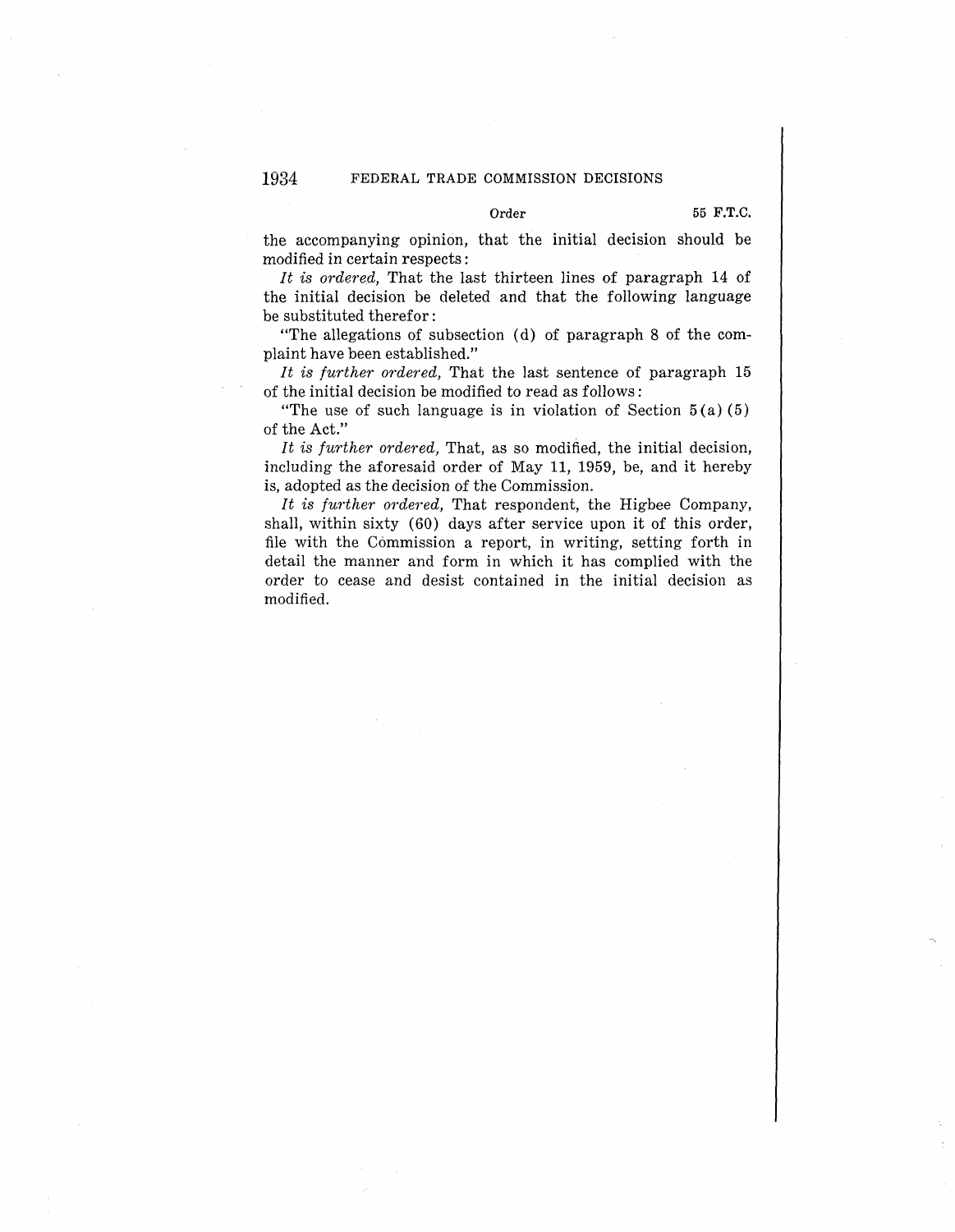the accompanying opinion, that the initial decision should be modified in certain respects:

*It is ordered,* That the last thirteen lines of paragraph 14 of the initial decision be deleted and that the following language be substituted therefor:

"The allegations of subsection (d) of paragraph 8 of the complaint have been established."

*It is further ordered,* That the last sentence of paragraph 15 of the initial decision be modified to read as follows:

"The use of such language is in violation of Section 5(a)(5) of the Act."

*It is further ordered,* That, as so modified, the initial decision, including the aforesaid order of May 11, 1959, be, and it hereby is, adopted as the decision of the Commission.

*It is further ordered,* That respondent, the Higbee Company, shall, within sixty (60) days after service upon it of this order, file with the Commission a report, in writing, setting forth in detail the manner and form in which it has complied with the order to cease and desist contained in the initial decision as modified.